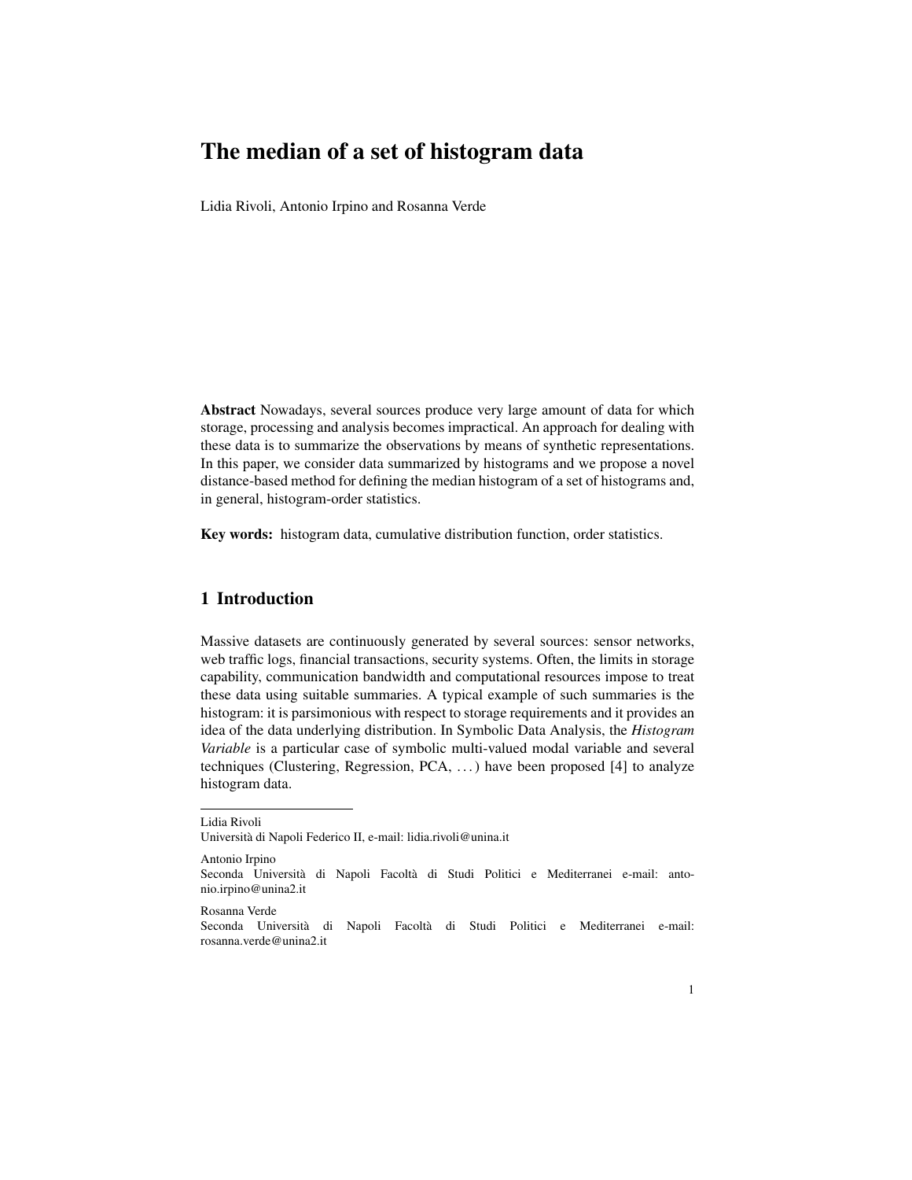# The median of a set of histogram data

Lidia Rivoli, Antonio Irpino and Rosanna Verde

**Abstract** Nowadays, several sources produce very large amount of data for which storage, processing and analysis becomes impractical. An approach for dealing with these data is to summarize the observations by means of synthetic representations. In this paper, we consider data summarized by histograms and we propose a novel distance-based method for defining the median histogram of a set of histograms and, in general, histogram-order statistics.

**Key words:** histogram data, cumulative distribution function, order statistics.

## 1 Introduction

Massive datasets are continuously generated by several sources: sensor networks, web traffic logs, financial transactions, security systems. Often, the limits in storage capability, communication bandwidth and computational resources impose to treat these data using suitable summaries. A typical example of such summaries is the histogram: it is parsimonious with respect to storage requirements and it provides an idea of the data underlying distribution. In Symbolic Data Analysis, the *Histogram Variable* is a particular case of symbolic multi-valued modal variable and several techniques (Clustering, Regression, PCA, ...) have been proposed [4] to analyze histogram data.

---

Lidia Rivoli
Università di Napoli Federico II, e-mail: lidia.rivoli@unina.it

Antonio Irpino
Seconda Università di Napoli Facoltà di Studi Politici e Mediterranei e-mail: antonio.irpino@unina2.it

Rosanna Verde
Seconda Università di Napoli Facoltà di Studi Politici e Mediterranei e-mail: rosanna.verde@unina2.it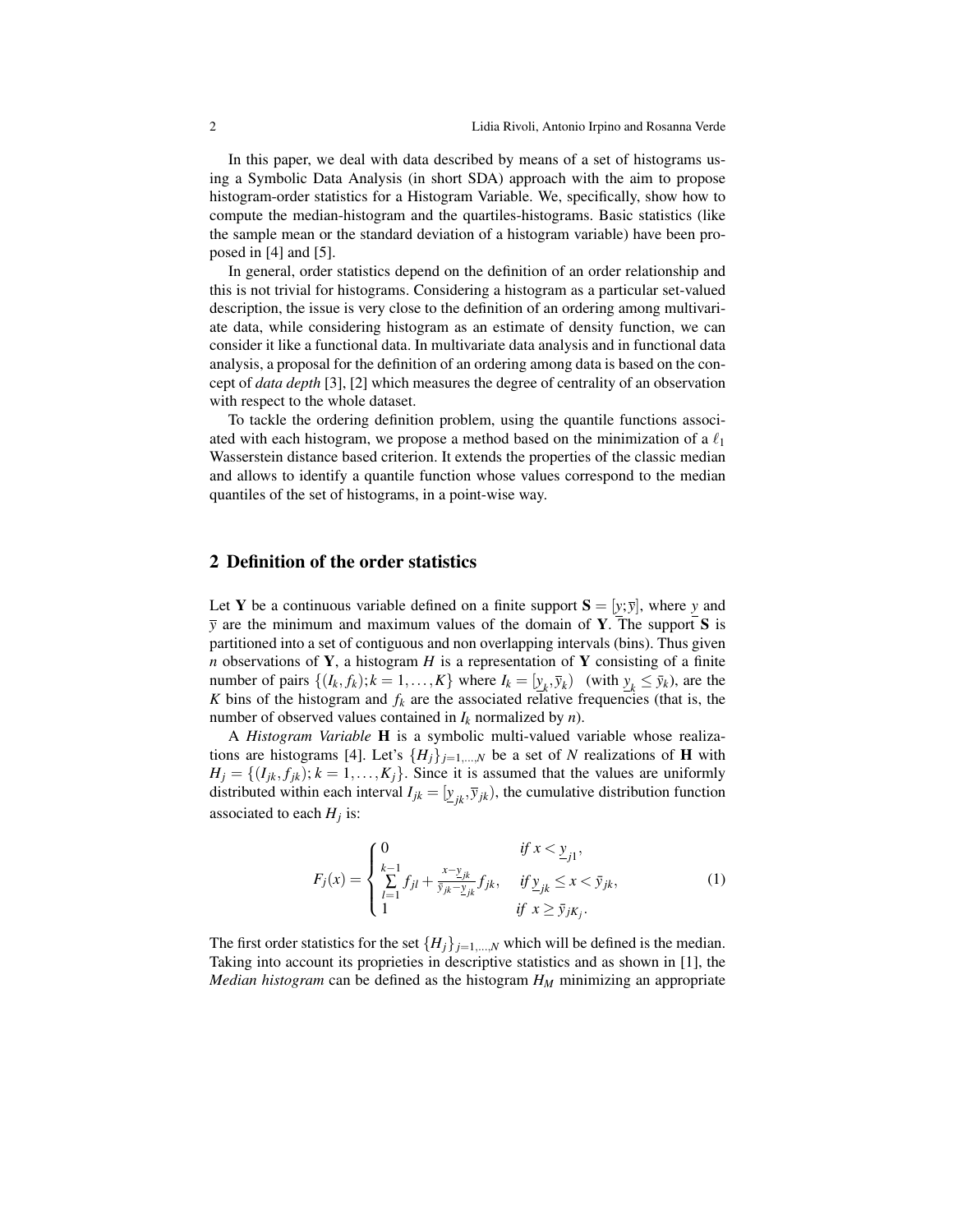In this paper, we deal with data described by means of a set of histograms using a Symbolic Data Analysis (in short SDA) approach with the aim to propose histogram-order statistics for a Histogram Variable. We, specifically, show how to compute the median-histogram and the quartiles-histograms. Basic statistics (like the sample mean or the standard deviation of a histogram variable) have been proposed in [4] and [5].

In general, order statistics depend on the definition of an order relationship and this is not trivial for histograms. Considering a histogram as a particular set-valued description, the issue is very close to the definition of an ordering among multivariate data, while considering histogram as an estimate of density function, we can consider it like a functional data. In multivariate data analysis and in functional data analysis, a proposal for the definition of an ordering among data is based on the concept of *data depth* [3], [2] which measures the degree of centrality of an observation with respect to the whole dataset.

To tackle the ordering definition problem, using the quantile functions associated with each histogram, we propose a method based on the minimization of a $\ell_1$ Wasserstein distance based criterion. It extends the properties of the classic median and allows to identify a quantile function whose values correspond to the median quantiles of the set of histograms, in a point-wise way.

## 2 Definition of the order statistics

Let $\mathbf{Y}$ be a continuous variable defined on a finite support $\mathbf{S} = [\underline{y}; \overline{y}]$, where $\underline{y}$ and $\overline{y}$ are the minimum and maximum values of the domain of $\mathbf{Y}$. The support $\mathbf{S}$ is partitioned into a set of contiguous and non overlapping intervals (bins). Thus given $n$ observations of $\mathbf{Y}$, a histogram $H$ is a representation of $\mathbf{Y}$ consisting of a finite number of pairs $\{(I_k, f_k); k = 1, \ldots, K\}$ where $I_k = [\underline{y}_k, \overline{y}_k)$ (with $\underline{y}_k \leq \bar{y}_k$), are the $K$ bins of the histogram and $f_k$ are the associated relative frequencies (that is, the number of observed values contained in $I_k$ normalized by $n$).

A *Histogram Variable* $\mathbf{H}$ is a symbolic multi-valued variable whose realizations are histograms [4]. Let's $\{H_j\}_{j=1,\ldots,N}$ be a set of $N$ realizations of $\mathbf{H}$ with $H_j = \{(I_{jk}, f_{jk}); k = 1, \ldots, K_j\}$. Since it is assumed that the values are uniformly distributed within each interval $I_{jk} = [\underline{y}_{jk}, \overline{y}_{jk})$, the cumulative distribution function associated to each $H_j$ is:

$$F_j(x) = \begin{cases} 0 & \text{if } x < \underline{y}_{j1}, \\ \sum\limits_{l=1}^{k-1} f_{jl} + \frac{x - \underline{y}_{jk}}{\bar{y}_{jk} - \underline{y}_{jk}} f_{jk}, & \text{if } \underline{y}_{jk} \leq x < \bar{y}_{jk}, \\ 1 & \text{if } x \geq \bar{y}_{jK_j}. \end{cases} \tag{1}$$

The first order statistics for the set $\{H_j\}_{j=1,\ldots,N}$ which will be defined is the median. Taking into account its proprieties in descriptive statistics and as shown in [1], the *Median histogram* can be defined as the histogram $H_M$ minimizing an appropriate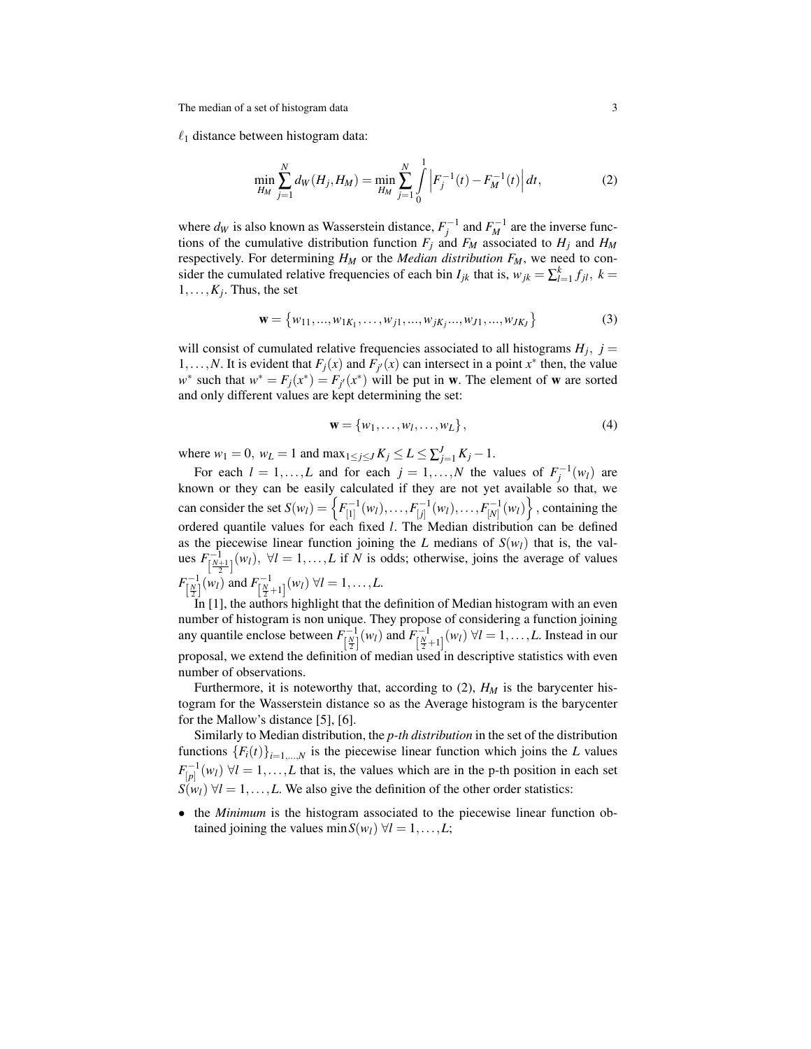$\ell_1$ distance between histogram data:

$$\min_{H_M} \sum_{j=1}^{N} d_W(H_j, H_M) = \min_{H_M} \sum_{j=1}^{N} \int_0^1 \left| F_j^{-1}(t) - F_M^{-1}(t) \right| dt, \tag{2}$$

where $d_W$ is also known as Wasserstein distance, $F_j^{-1}$ and $F_M^{-1}$ are the inverse functions of the cumulative distribution function $F_j$ and $F_M$ associated to $H_j$ and $H_M$ respectively. For determining $H_M$ or the *Median distribution* $F_M$, we need to consider the cumulated relative frequencies of each bin $I_{jk}$ that is, $w_{jk} = \sum_{l=1}^{k} f_{jl}, \ k = 1, \ldots, K_j$. Thus, the set

$$\mathbf{w} = \left\{ w_{11}, ..., w_{1K_1}, \ldots, w_{j1}, ..., w_{jK_j} ..., w_{J1}, ..., w_{JK_J} \right\} \tag{3}$$

will consist of cumulated relative frequencies associated to all histograms $H_j, \ j = 1, \ldots, N$. It is evident that $F_j(x)$ and $F_{j'}(x)$ can intersect in a point $x^*$ then, the value $w^*$ such that $w^* = F_j(x^*) = F_{j'}(x^*)$ will be put in $\mathbf{w}$. The element of $\mathbf{w}$ are sorted and only different values are kept determining the set:

$$\mathbf{w} = \{ w_1, \ldots, w_l, \ldots, w_L \}, \tag{4}$$

where $w_1 = 0, \ w_L = 1$ and $\max_{1 \leq j \leq J} K_j \leq L \leq \sum_{j=1}^{J} K_j - 1$.

For each $l = 1, \ldots, L$ and for each $j = 1, \ldots, N$ the values of $F_j^{-1}(w_l)$ are known or they can be easily calculated if they are not yet available so that, we can consider the set $S(w_l) = \left\{ F_{[1]}^{-1}(w_l), \ldots, F_{[j]}^{-1}(w_l), \ldots, F_{[N]}^{-1}(w_l) \right\}$, containing the ordered quantile values for each fixed $l$. The Median distribution can be defined as the piecewise linear function joining the $L$ medians of $S(w_l)$ that is, the values $F_{\left[\frac{N+1}{2}\right]}^{-1}(w_l), \ \forall l = 1, \ldots, L$ if $N$ is odds; otherwise, joins the average of values $F_{\left[\frac{N}{2}\right]}^{-1}(w_l)$ and $F_{\left[\frac{N}{2}+1\right]}^{-1}(w_l) \ \forall l = 1, \ldots, L$.

In [1], the authors highlight that the definition of Median histogram with an even number of histogram is non unique. They propose of considering a function joining any quantile enclose between $F_{\left[\frac{N}{2}\right]}^{-1}(w_l)$ and $F_{\left[\frac{N}{2}+1\right]}^{-1}(w_l) \ \forall l = 1, \ldots, L$. Instead in our proposal, we extend the definition of median used in descriptive statistics with even number of observations.

Furthermore, it is noteworthy that, according to (2), $H_M$ is the barycenter histogram for the Wasserstein distance so as the Average histogram is the barycenter for the Mallow's distance [5], [6].

Similarly to Median distribution, the *p-th distribution* in the set of the distribution functions $\{F_i(t)\}_{i=1,\ldots,N}$ is the piecewise linear function which joins the $L$ values $F_{[p]}^{-1}(w_l) \ \forall l = 1, \ldots, L$ that is, the values which are in the p-th position in each set $S(w_l) \ \forall l = 1, \ldots, L$. We also give the definition of the other order statistics:

- the *Minimum* is the histogram associated to the piecewise linear function obtained joining the values $\min S(w_l) \ \forall l = 1, \ldots, L$;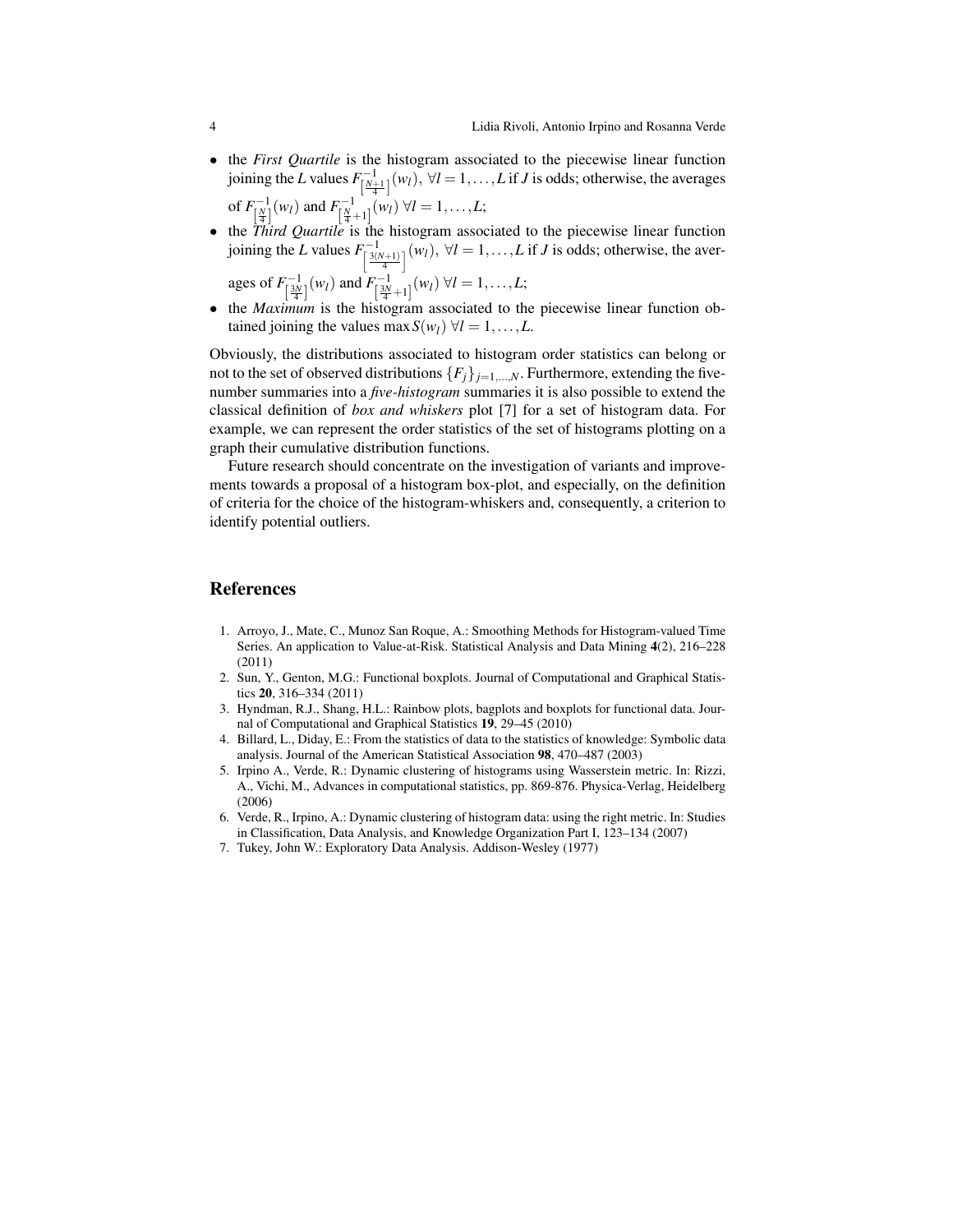- the *First Quartile* is the histogram associated to the piecewise linear function joining the $L$ values $F^{-1}_{\left[\frac{N+1}{4}\right]}(w_l)$, $\forall l = 1,\ldots,L$ if $J$ is odds; otherwise, the averages of $F^{-1}_{\left[\frac{N}{4}\right]}(w_l)$ and $F^{-1}_{\left[\frac{N}{4}+1\right]}(w_l)$ $\forall l = 1,\ldots,L$;
- the *Third Quartile* is the histogram associated to the piecewise linear function joining the $L$ values $F^{-1}_{\left[\frac{3(N+1)}{4}\right]}(w_l)$, $\forall l = 1,\ldots,L$ if $J$ is odds; otherwise, the averages of $F^{-1}_{\left[\frac{3N}{4}\right]}(w_l)$ and $F^{-1}_{\left[\frac{3N}{4}+1\right]}(w_l)$ $\forall l = 1,\ldots,L$;
- the *Maximum* is the histogram associated to the piecewise linear function obtained joining the values $\max S(w_l)$ $\forall l = 1,\ldots,L$.

Obviously, the distributions associated to histogram order statistics can belong or not to the set of observed distributions $\{F_j\}_{j=1,\ldots,N}$. Furthermore, extending the five-number summaries into a *five-histogram* summaries it is also possible to extend the classical definition of *box and whiskers* plot [7] for a set of histogram data. For example, we can represent the order statistics of the set of histograms plotting on a graph their cumulative distribution functions.

Future research should concentrate on the investigation of variants and improvements towards a proposal of a histogram box-plot, and especially, on the definition of criteria for the choice of the histogram-whiskers and, consequently, a criterion to identify potential outliers.

## References

1. Arroyo, J., Mate, C., Munoz San Roque, A.: Smoothing Methods for Histogram-valued Time Series. An application to Value-at-Risk. Statistical Analysis and Data Mining **4**(2), 216–228 (2011)
2. Sun, Y., Genton, M.G.: Functional boxplots. Journal of Computational and Graphical Statistics **20**, 316–334 (2011)
3. Hyndman, R.J., Shang, H.L.: Rainbow plots, bagplots and boxplots for functional data. Journal of Computational and Graphical Statistics **19**, 29–45 (2010)
4. Billard, L., Diday, E.: From the statistics of data to the statistics of knowledge: Symbolic data analysis. Journal of the American Statistical Association **98**, 470–487 (2003)
5. Irpino A., Verde, R.: Dynamic clustering of histograms using Wasserstein metric. In: Rizzi, A., Vichi, M., Advances in computational statistics, pp. 869-876. Physica-Verlag, Heidelberg (2006)
6. Verde, R., Irpino, A.: Dynamic clustering of histogram data: using the right metric. In: Studies in Classification, Data Analysis, and Knowledge Organization Part I, 123–134 (2007)
7. Tukey, John W.: Exploratory Data Analysis. Addison-Wesley (1977)